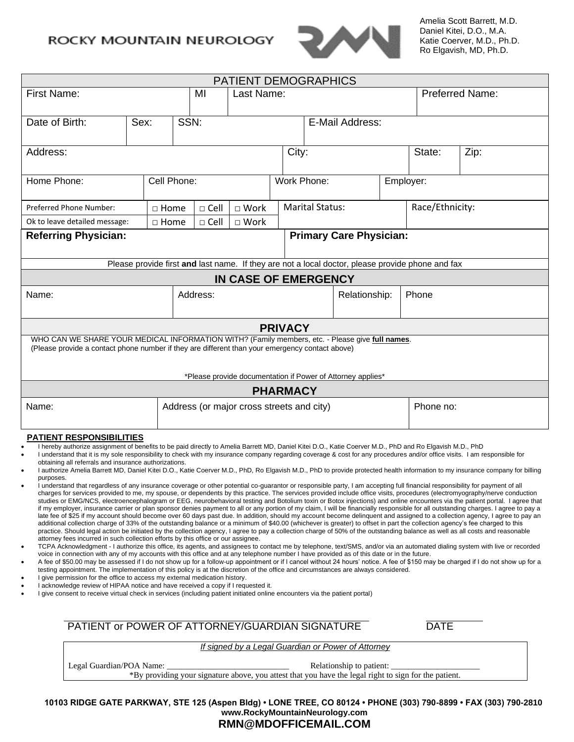ROCKY MOUNTAIN NEUROLOGY

Amelia Scott Barrett, M.D.
Daniel Kitei, D.O., M.A.
Katie Coerver, M.D., Ph.D.
Ro Elgavish, MD, Ph.D.

## PATIENT DEMOGRAPHICS

| First Name: | | MI | Last Name: | | Preferred Name: |
|---|---|---|---|---|---|
| Date of Birth: | Sex: | SSN: | | E-Mail Address: | |
| Address: | | | City: | State: | Zip: |
| Home Phone: | Cell Phone: | | Work Phone: | Employer: | |

| Preferred Phone Number: | □ Home | □ Cell | □ Work | Marital Status: | Race/Ethnicity: |
|---|---|---|---|---|---|
| Ok to leave detailed message: | □ Home | □ Cell | □ Work | | |

| **Referring Physician:** | **Primary Care Physician:** |
|---|---|

Please provide first **and** last name. If they are not a local doctor, please provide phone and fax

## IN CASE OF EMERGENCY

| Name: | Address: | Relationship: | Phone |
|---|---|---|---|
| | | | |

## PRIVACY

WHO CAN WE SHARE YOUR MEDICAL INFORMATION WITH? (Family members, etc. - Please give **full names**.
(Please provide a contact phone number if they are different than your emergency contact above)

*Please provide documentation if Power of Attorney applies*

## PHARMACY

| Name: | Address (or major cross streets and city) | Phone no: |
|---|---|---|
| | | |

### PATIENT RESPONSIBILITIES

- I hereby authorize assignment of benefits to be paid directly to Amelia Barrett MD, Daniel Kitei D.O., Katie Coerver M.D., PhD and Ro Elgavish M.D., PhD
- I understand that it is my sole responsibility to check with my insurance company regarding coverage & cost for any procedures and/or office visits. I am responsible for obtaining all referrals and insurance authorizations.
- I authorize Amelia Barrett MD, Daniel Kitei D.O., Katie Coerver M.D., PhD, Ro Elgavish M.D., PhD to provide protected health information to my insurance company for billing purposes.
- I understand that regardless of any insurance coverage or other potential co-guarantor or responsible party, I am accepting full financial responsibility for payment of all charges for services provided to me, my spouse, or dependents by this practice. The services provided include office visits, procedures (electromyography/nerve conduction studies or EMG/NCS, electroencephalogram or EEG, neurobehavioral testing and Botolium toxin or Botox injections) and online encounters via the patient portal. I agree that if my employer, insurance carrier or plan sponsor denies payment to all or any portion of my claim, I will be financially responsible for all outstanding charges. I agree to pay a late fee of $25 if my account should become over 60 days past due. In addition, should my account become delinquent and assigned to a collection agency, I agree to pay an additional collection charge of 33% of the outstanding balance or a minimum of $40.00 (whichever is greater) to offset in part the collection agency's fee charged to this practice. Should legal action be initiated by the collection agency, I agree to pay a collection charge of 50% of the outstanding balance as well as all costs and reasonable attorney fees incurred in such collection efforts by this office or our assignee.
- TCPA Acknowledgment - I authorize this office, its agents, and assignees to contact me by telephone, text/SMS, and/or via an automated dialing system with live or recorded voice in connection with any of my accounts with this office and at any telephone number I have provided as of this date or in the future.
- A fee of $50.00 may be assessed if I do not show up for a follow-up appointment or if I cancel without 24 hours' notice. A fee of $150 may be charged if I do not show up for a testing appointment. The implementation of this policy is at the discretion of the office and circumstances are always considered.
- I give permission for the office to access my external medication history.
- I acknowledge review of HIPAA notice and have received a copy if I requested it.
- I give consent to receive virtual check in services (including patient initiated online encounters via the patient portal)

PATIENT or POWER OF ATTORNEY/GUARDIAN SIGNATURE ______________________ DATE __________

*If signed by a Legal Guardian or Power of Attorney*

Legal Guardian/POA Name: _____________________________ Relationship to patient: _____________________

*By providing your signature above, you attest that you have the legal right to sign for the patient.

**10103 RIDGE GATE PARKWAY, STE 125 (Aspen Bldg) • LONE TREE, CO 80124 • PHONE (303) 790-8899 • FAX (303) 790-2810**
**www.RockyMountainNeurology.com**
**RMN@MDOFFICEMAIL.COM**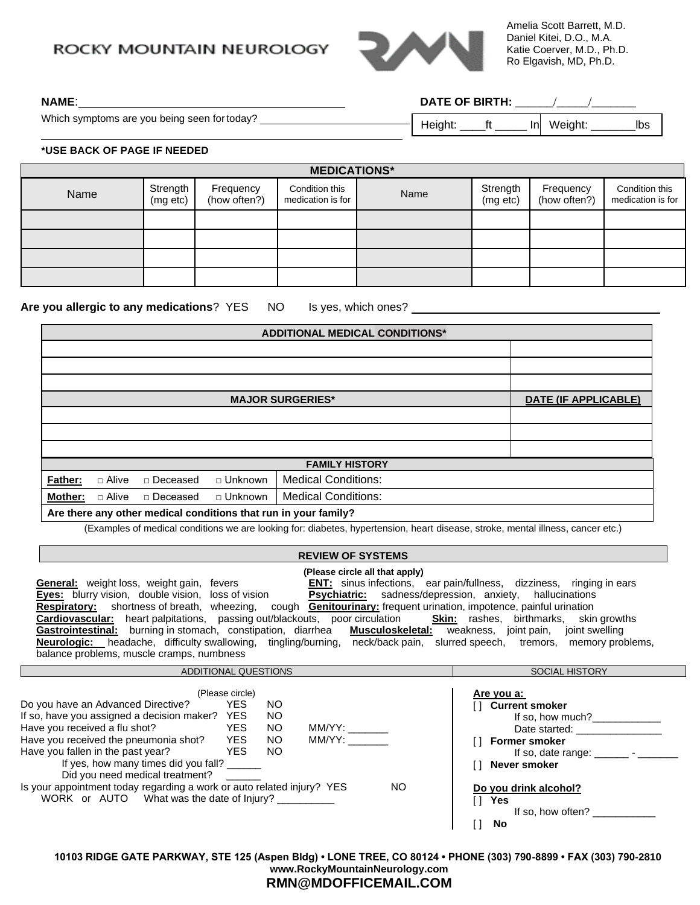# ROCKY MOUNTAIN NEUROLOGY

Amelia Scott Barrett, M.D.
Daniel Kitei, D.O., M.A.
Katie Coerver, M.D., Ph.D.
Ro Elgavish, MD, Ph.D.

**NAME**: ____________________________________________ **DATE OF BIRTH:** ______/_____/_______

Which symptoms are you being seen for today? ____________________________________________

Height: ____ft _____ In Weight: _______lbs

**\*USE BACK OF PAGE IF NEEDED**

| **MEDICATIONS\*** | | | | | | | |
|---|---|---|---|---|---|---|---|
| Name | Strength (mg etc) | Frequency (how often?) | Condition this medication is for | Name | Strength (mg etc) | Frequency (how often?) | Condition this medication is for |
| | | | | | | | |
| | | | | | | | |
| | | | | | | | |
| | | | | | | | |

**Are you allergic to any medications**? YES NO Is yes, which ones? ____________________________________________

| **ADDITIONAL MEDICAL CONDITIONS\*** | |
|---|---|
| | |
| | |
| | |
| **MAJOR SURGERIES\*** | **DATE (IF APPLICABLE)** |
| | |
| | |
| | |

| **FAMILY HISTORY** | |
|---|---|
| **Father:** □ Alive □ Deceased □ Unknown | Medical Conditions: |
| **Mother:** □ Alive □ Deceased □ Unknown | Medical Conditions: |
| **Are there any other medical conditions that run in your family?** | |

(Examples of medical conditions we are looking for: diabetes, hypertension, heart disease, stroke, mental illness, cancer etc.)

## REVIEW OF SYSTEMS

**(Please circle all that apply)**

**General:** weight loss, weight gain, fevers
**ENT:** sinus infections, ear pain/fullness, dizziness, ringing in ears
**Eyes:** blurry vision, double vision, loss of vision
**Psychiatric:** sadness/depression, anxiety, hallucinations
**Respiratory:** shortness of breath, wheezing, cough
**Genitourinary:** frequent urination, impotence, painful urination
**Cardiovascular:** heart palpitations, passing out/blackouts, poor circulation
**Skin:** rashes, birthmarks, skin growths
**Gastrointestinal:** burning in stomach, constipation, diarrhea
**Musculoskeletal:** weakness, joint pain, joint swelling
**Neurologic:** headache, difficulty swallowing, tingling/burning, neck/back pain, slurred speech, tremors, memory problems, balance problems, muscle cramps, numbness

## ADDITIONAL QUESTIONS

(Please circle)

Do you have an Advanced Directive? YES NO
If so, have you assigned a decision maker? YES NO
Have you received a flu shot? YES NO MM/YY: _______
Have you received the pneumonia shot? YES NO MM/YY: _______
Have you fallen in the past year? YES NO
If yes, how many times did you fall? ______
Did you need medical treatment? ______
Is your appointment today regarding a work or auto related injury? YES NO
WORK or AUTO What was the date of Injury? __________

## SOCIAL HISTORY

**Are you a:**
[ ] **Current smoker**
If so, how much?____________
Date started: _______________
[ ] **Former smoker**
If so, date range: ______ - _______
[ ] **Never smoker**

**Do you drink alcohol?**
[ ] **Yes**
If so, how often? ___________
[ ] **No**

**10103 RIDGE GATE PARKWAY, STE 125 (Aspen Bldg) • LONE TREE, CO 80124 • PHONE (303) 790-8899 • FAX (303) 790-2810**
**www.RockyMountainNeurology.com**
**RMN@MDOFFICEMAIL.COM**